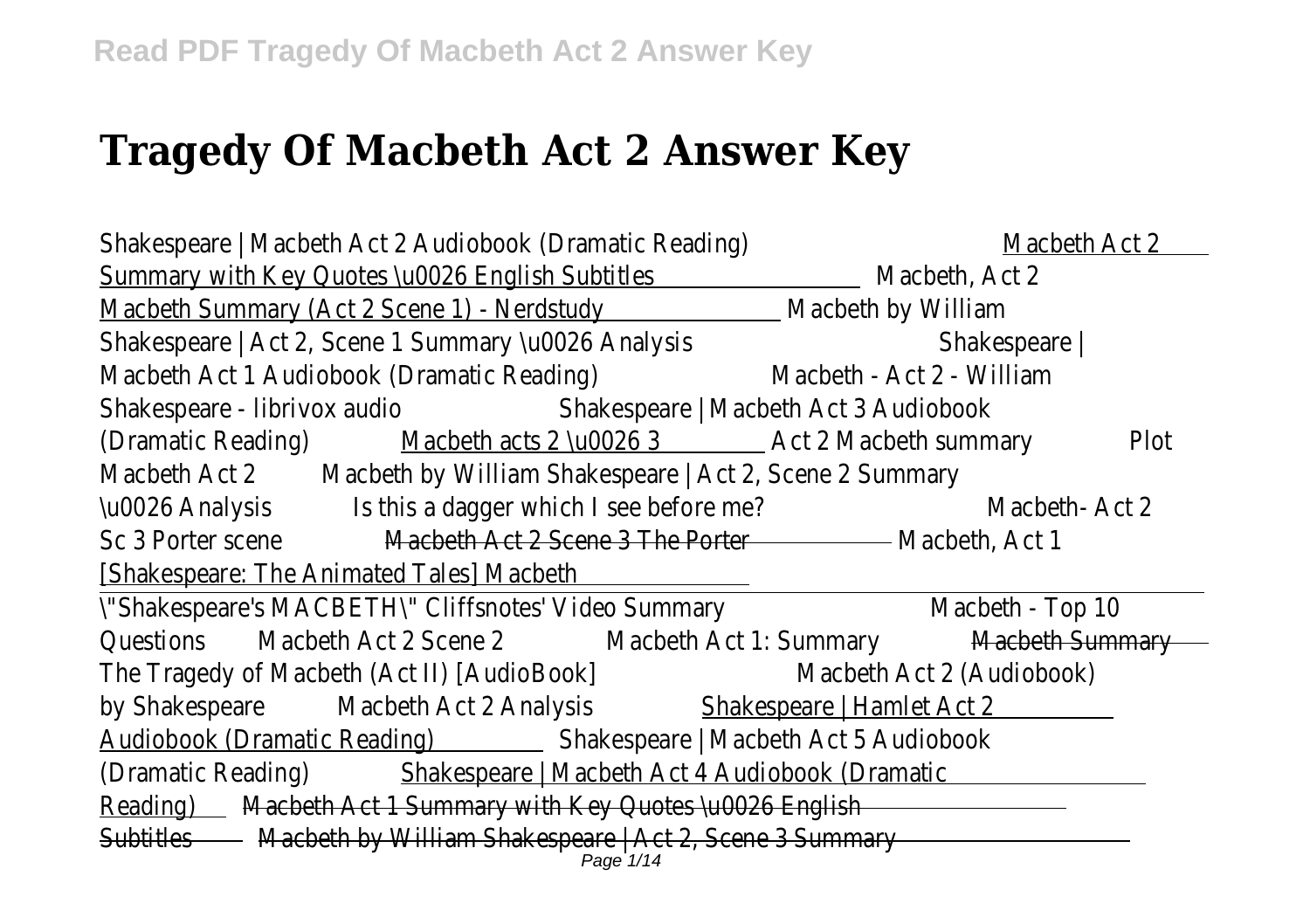# Tragedy Of Macbeth Act 2 Answer Key

Shakespeare | Macbeth Act 2 Audiobook (Dramatic Reading) Macbeth Act 2 Summary with Key Quotes \u0026 English Subtitles Macbeth, Act 2 Macbeth Summary (Act 2 Scene 1) - Nerdstudy Macbeth by William Shakespeare | Act 2, Scene 1 Summary \u0026 Analysis Shakespeare | Macbeth Act 1 Audiobook (Dramatic Reading) Macbeth - Act 2 - William Shakespeare - librivox audio Shakespeare | Macbeth Act 3 Audiobook (Dramatic Reading) Macbeth acts 2 \u0026 3 Act 2 Macbeth summary Plot Macbeth Act 2 Macbeth by William Shakespeare | Act 2, Scene 2 Summary \u0026 Analysis Is this a dagger which I see before me? Macbeth- Act 2 Sc 3 Porter scene Macbeth Act 2 Scene 3 The Porter Macbeth, Act 1 [Shakespeare: The Animated Tales] Macbeth

\"Shakespeare's MACBETH\" Cliffsnotes' Video Summary Macbeth - Top 10 Questions Macbeth Act 2 Scene 2 Macbeth Act 1: Summary Macbeth Summary The Tragedy of Macbeth (Act II) [AudioBook] Macbeth Act 2 (Audiobook) by Shakespeare Macbeth Act 2 Analysis Shakespeare | Hamlet Act 2 Audiobook (Dramatic Reading) Shakespeare | Macbeth Act 5 Audiobook (Dramatic Reading) Shakespeare | Macbeth Act 4 Audiobook (Dramatic Reading) Macbeth Act 1 Summary with Key Quotes \u0026 English Subtitles Macbeth by William Shakespeare | Act 2, Scene 3 Summary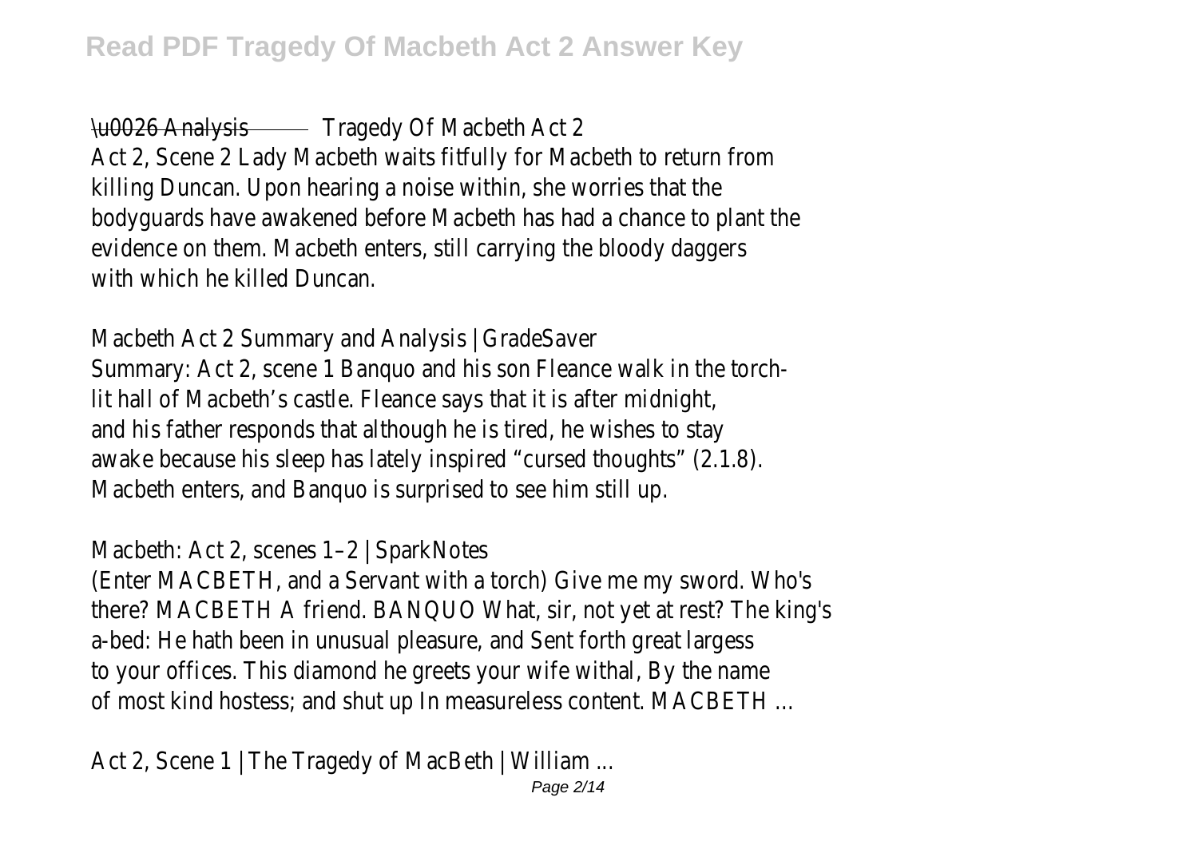\u0026 Analysis Tragedy Of Macbeth Act 2

Act 2, Scene 2 Lady Macbeth waits fitfully for Macbeth to return from killing Duncan. Upon hearing a noise within, she worries that the bodyguards have awakened before Macbeth has had a chance to plant the evidence on them. Macbeth enters, still carrying the bloody daggers with which he killed Duncan.

Macbeth Act 2 Summary and Analysis | GradeSaver

Summary: Act 2, scene 1 Banquo and his son Fleance walk in the torch-lit hall of Macbeth's castle. Fleance says that it is after midnight, and his father responds that although he is tired, he wishes to stay awake because his sleep has lately inspired "cursed thoughts" (2.1.8). Macbeth enters, and Banquo is surprised to see him still up.

Macbeth: Act 2, scenes 1–2 | SparkNotes

(Enter MACBETH, and a Servant with a torch) Give me my sword. Who's there? MACBETH A friend. BANQUO What, sir, not yet at rest? The king's a-bed: He hath been in unusual pleasure, and Sent forth great largess to your offices. This diamond he greets your wife withal, By the name of most kind hostess; and shut up In measureless content. MACBETH ...

Act 2, Scene 1 | The Tragedy of MacBeth | William ...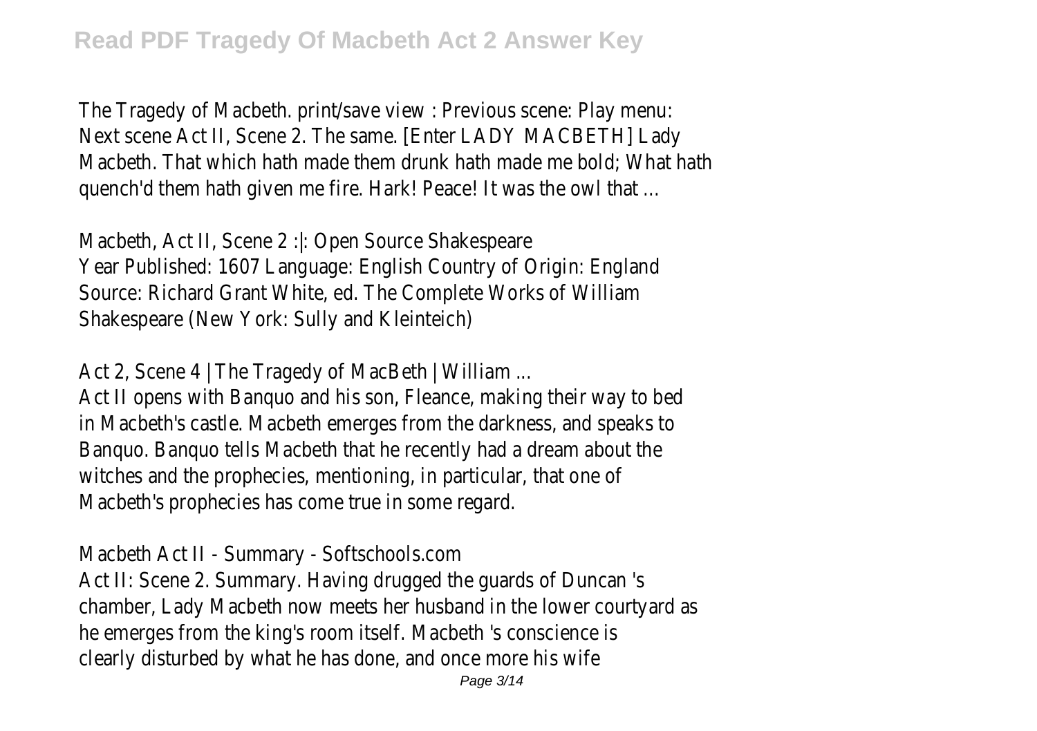The Tragedy of Macbeth. print/save view : Previous scene: Play menu: Next scene Act II, Scene 2. The same. [Enter LADY MACBETH] Lady Macbeth. That which hath made them drunk hath made me bold; What hath quench'd them hath given me fire. Hark! Peace! It was the owl that ...

Macbeth, Act II, Scene 2 :|: Open Source Shakespeare
Year Published: 1607 Language: English Country of Origin: England Source: Richard Grant White, ed. The Complete Works of William Shakespeare (New York: Sully and Kleinteich)

Act 2, Scene 4 | The Tragedy of MacBeth | William ...
Act II opens with Banquo and his son, Fleance, making their way to bed in Macbeth's castle. Macbeth emerges from the darkness, and speaks to Banquo. Banquo tells Macbeth that he recently had a dream about the witches and the prophecies, mentioning, in particular, that one of Macbeth's prophecies has come true in some regard.

Macbeth Act II - Summary - Softschools.com
Act II: Scene 2. Summary. Having drugged the guards of Duncan 's chamber, Lady Macbeth now meets her husband in the lower courtyard as he emerges from the king's room itself. Macbeth 's conscience is clearly disturbed by what he has done, and once more his wife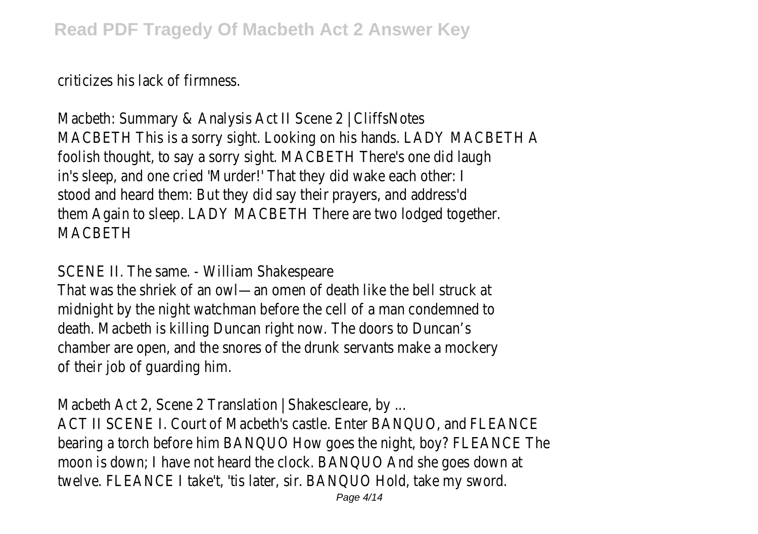criticizes his lack of firmness.

Macbeth: Summary & Analysis Act II Scene 2 | CliffsNotes
MACBETH This is a sorry sight. Looking on his hands. LADY MACBETH A foolish thought, to say a sorry sight. MACBETH There's one did laugh in's sleep, and one cried 'Murder!' That they did wake each other: I stood and heard them: But they did say their prayers, and address'd them Again to sleep. LADY MACBETH There are two lodged together. MACBETH

SCENE II. The same. - William Shakespeare
That was the shriek of an owl—an omen of death like the bell struck at midnight by the night watchman before the cell of a man condemned to death. Macbeth is killing Duncan right now. The doors to Duncan's chamber are open, and the snores of the drunk servants make a mockery of their job of guarding him.

Macbeth Act 2, Scene 2 Translation | Shakescleare, by ...
ACT II SCENE I. Court of Macbeth's castle. Enter BANQUO, and FLEANCE bearing a torch before him BANQUO How goes the night, boy? FLEANCE The moon is down; I have not heard the clock. BANQUO And she goes down at twelve. FLEANCE I take't, 'tis later, sir. BANQUO Hold, take my sword.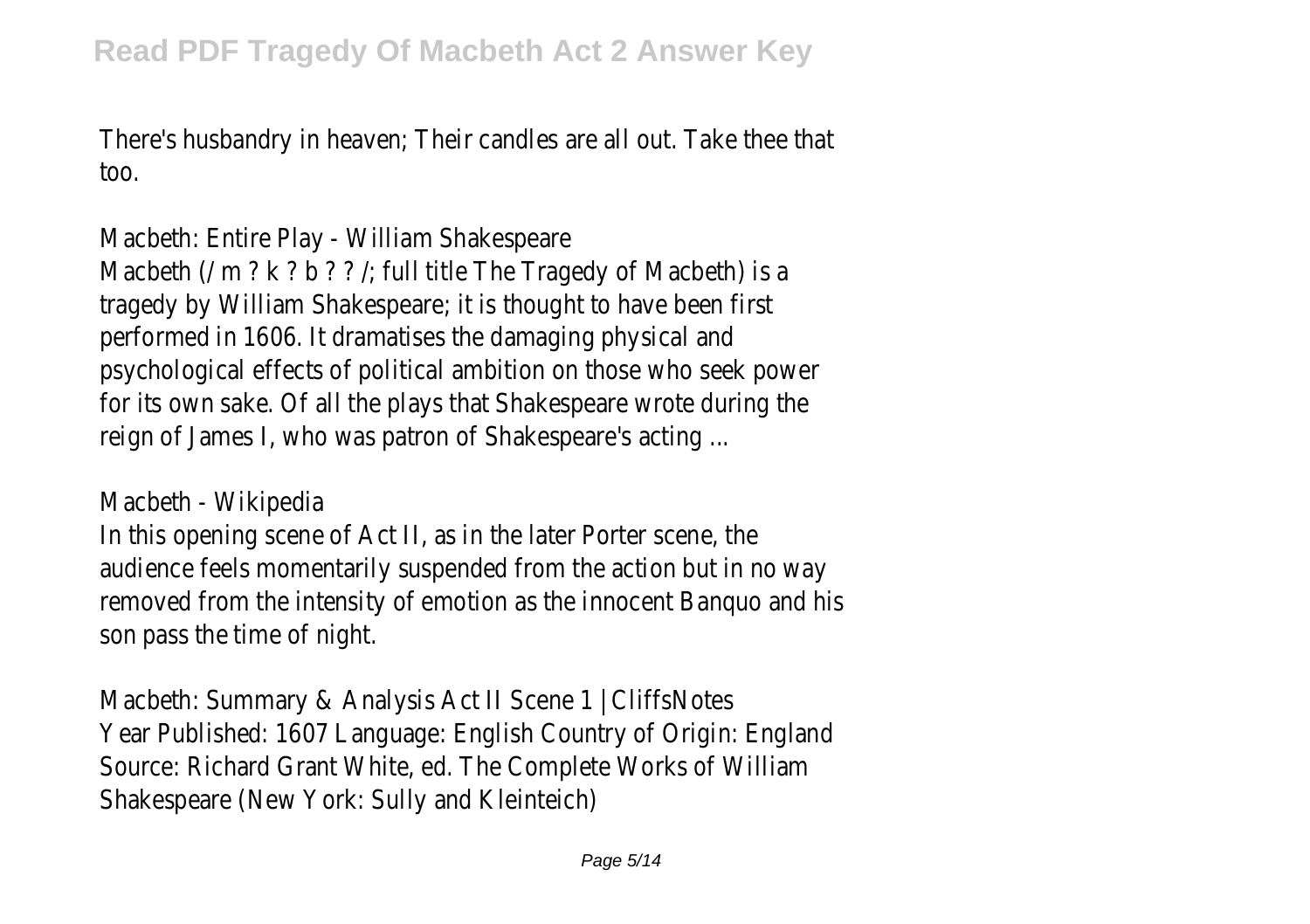There's husbandry in heaven; Their candles are all out. Take thee that too.

Macbeth: Entire Play - William Shakespeare

Macbeth (/ m ? k ? b ? ? /; full title The Tragedy of Macbeth) is a tragedy by William Shakespeare; it is thought to have been first performed in 1606. It dramatises the damaging physical and psychological effects of political ambition on those who seek power for its own sake. Of all the plays that Shakespeare wrote during the reign of James I, who was patron of Shakespeare's acting ...

Macbeth - Wikipedia

In this opening scene of Act II, as in the later Porter scene, the audience feels momentarily suspended from the action but in no way removed from the intensity of emotion as the innocent Banquo and his son pass the time of night.

Macbeth: Summary & Analysis Act II Scene 1 | CliffsNotes

Year Published: 1607 Language: English Country of Origin: England Source: Richard Grant White, ed. The Complete Works of William Shakespeare (New York: Sully and Kleinteich)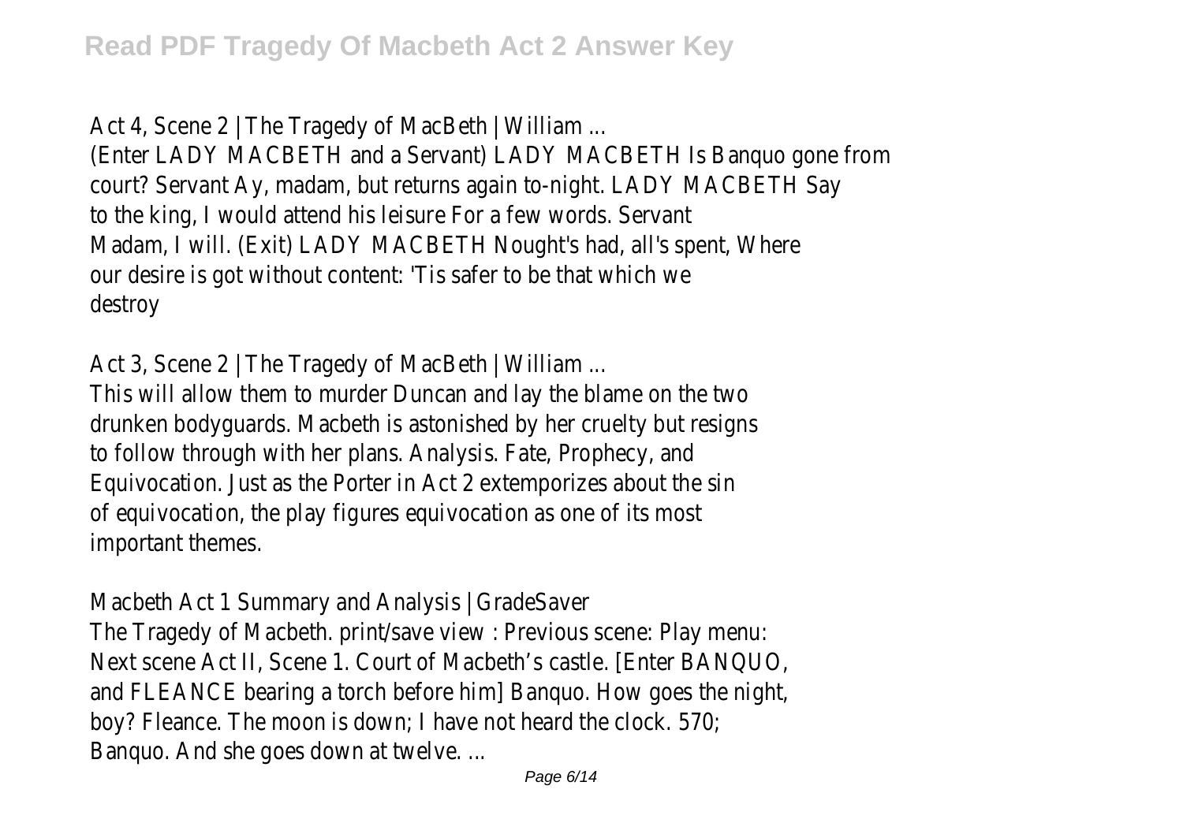Act 4, Scene 2 | The Tragedy of MacBeth | William ...

(Enter LADY MACBETH and a Servant) LADY MACBETH Is Banquo gone from court? Servant Ay, madam, but returns again to-night. LADY MACBETH Say to the king, I would attend his leisure For a few words. Servant Madam, I will. (Exit) LADY MACBETH Nought's had, all's spent, Where our desire is got without content: 'Tis safer to be that which we destroy

Act 3, Scene 2 | The Tragedy of MacBeth | William ...

This will allow them to murder Duncan and lay the blame on the two drunken bodyguards. Macbeth is astonished by her cruelty but resigns to follow through with her plans. Analysis. Fate, Prophecy, and Equivocation. Just as the Porter in Act 2 extemporizes about the sin of equivocation, the play figures equivocation as one of its most important themes.

Macbeth Act 1 Summary and Analysis | GradeSaver

The Tragedy of Macbeth. print/save view : Previous scene: Play menu: Next scene Act II, Scene 1. Court of Macbeth's castle. [Enter BANQUO, and FLEANCE bearing a torch before him] Banquo. How goes the night, boy? Fleance. The moon is down; I have not heard the clock. 570; Banquo. And she goes down at twelve. ...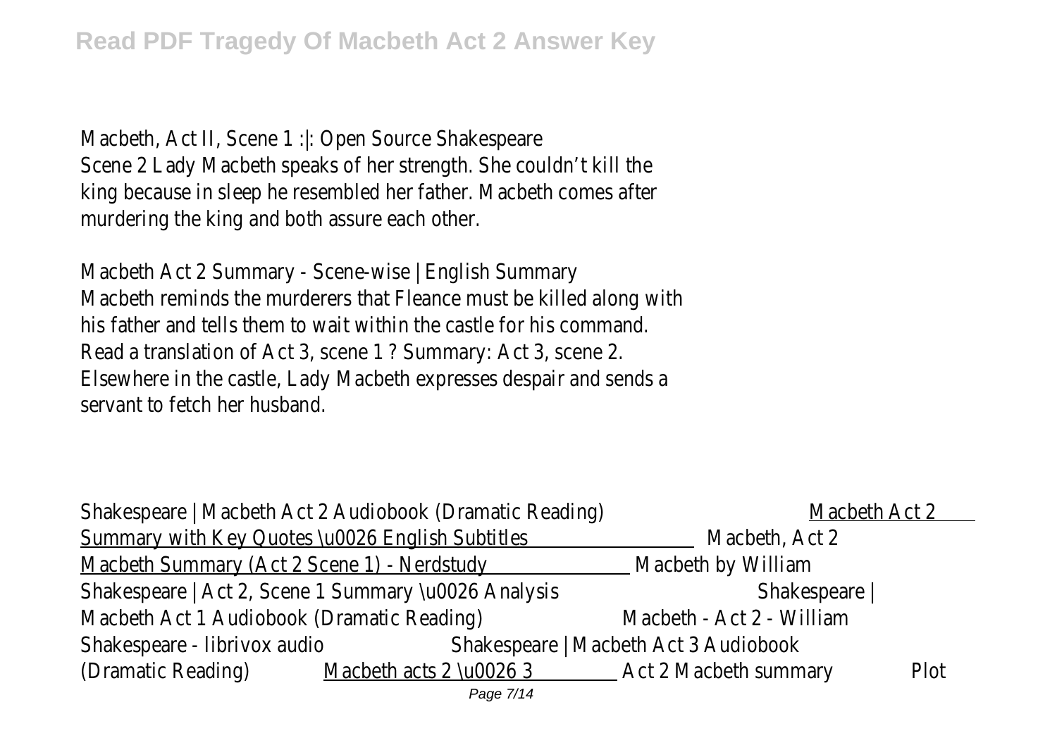Macbeth, Act II, Scene 1 :|: Open Source Shakespeare
Scene 2 Lady Macbeth speaks of her strength. She couldn't kill the king because in sleep he resembled her father. Macbeth comes after murdering the king and both assure each other.

Macbeth Act 2 Summary - Scene-wise | English Summary
Macbeth reminds the murderers that Fleance must be killed along with his father and tells them to wait within the castle for his command. Read a translation of Act 3, scene 1 ? Summary: Act 3, scene 2. Elsewhere in the castle, Lady Macbeth expresses despair and sends a servant to fetch her husband.

Shakespeare | Macbeth Act 2 Audiobook (Dramatic Reading) Macbeth Act 2 Summary with Key Quotes \u0026 English Subtitles Macbeth, Act 2 Macbeth Summary (Act 2 Scene 1) - Nerdstudy Macbeth by William Shakespeare | Act 2, Scene 1 Summary \u0026 Analysis Shakespeare | Macbeth Act 1 Audiobook (Dramatic Reading) Macbeth - Act 2 - William Shakespeare - librivox audio Shakespeare | Macbeth Act 3 Audiobook (Dramatic Reading) Macbeth acts 2 \u0026 3 Act 2 Macbeth summary Plot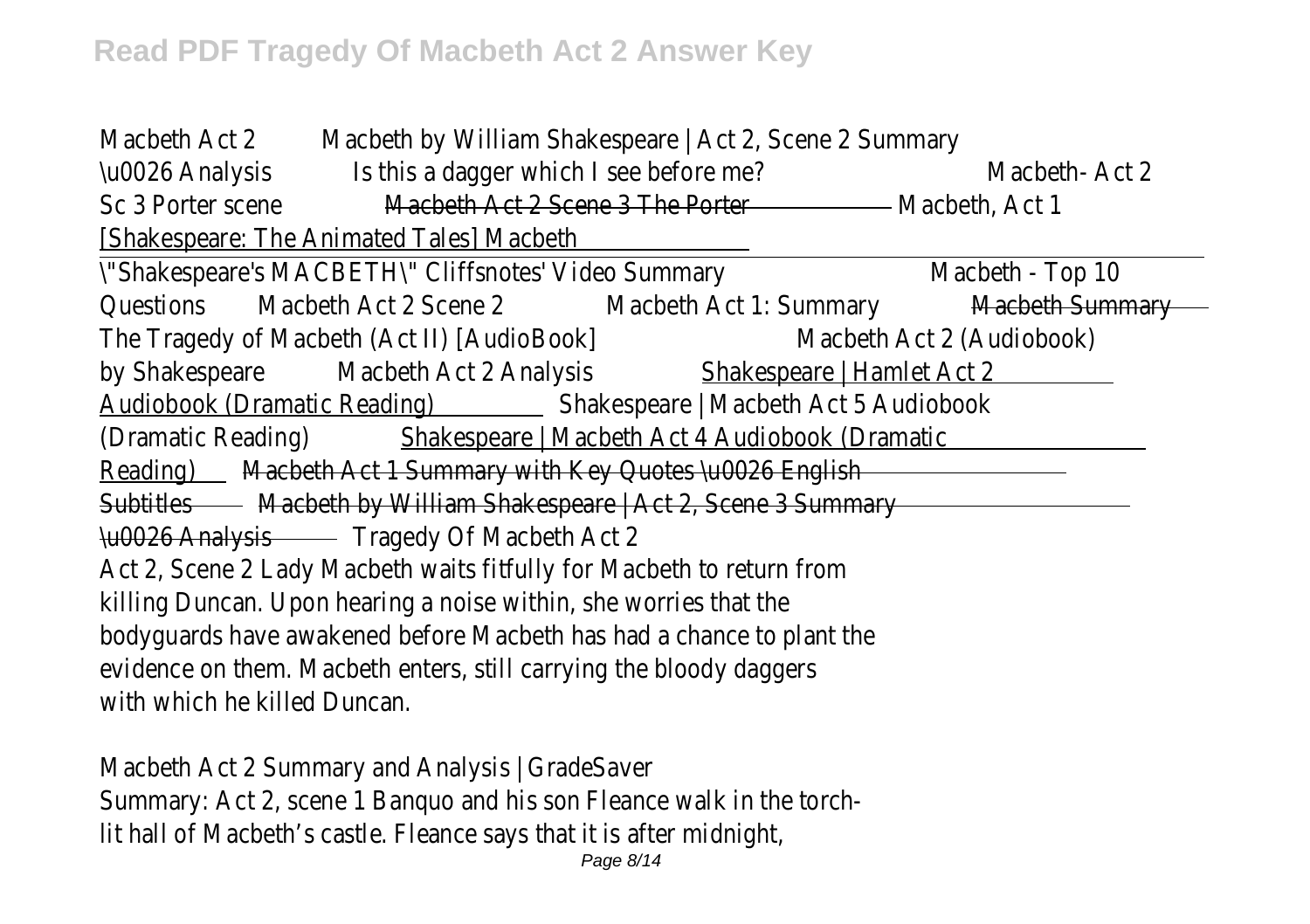Macbeth Act 2 Macbeth by William Shakespeare | Act 2, Scene 2 Summary \u0026 Analysis Is this a dagger which I see before me? Macbeth- Act 2 Sc 3 Porter scene Macbeth Act 2 Scene 3 The Porter Macbeth, Act 1 [Shakespeare: The Animated Tales] Macbeth

\"Shakespeare's MACBETH\" Cliffsnotes' Video Summary Macbeth - Top 10 Questions Macbeth Act 2 Scene 2 Macbeth Act 1: Summary Macbeth Summary The Tragedy of Macbeth (Act II) [AudioBook] Macbeth Act 2 (Audiobook) by Shakespeare Macbeth Act 2 Analysis Shakespeare | Hamlet Act 2 Audiobook (Dramatic Reading) Shakespeare | Macbeth Act 5 Audiobook (Dramatic Reading) Shakespeare | Macbeth Act 4 Audiobook (Dramatic Reading) Macbeth Act 1 Summary with Key Quotes \u0026 English Subtitles Macbeth by William Shakespeare | Act 2, Scene 3 Summary \u0026 Analysis Tragedy Of Macbeth Act 2

Act 2, Scene 2 Lady Macbeth waits fitfully for Macbeth to return from killing Duncan. Upon hearing a noise within, she worries that the bodyguards have awakened before Macbeth has had a chance to plant the evidence on them. Macbeth enters, still carrying the bloody daggers with which he killed Duncan.

Macbeth Act 2 Summary and Analysis | GradeSaver

Summary: Act 2, scene 1 Banquo and his son Fleance walk in the torch-lit hall of Macbeth's castle. Fleance says that it is after midnight,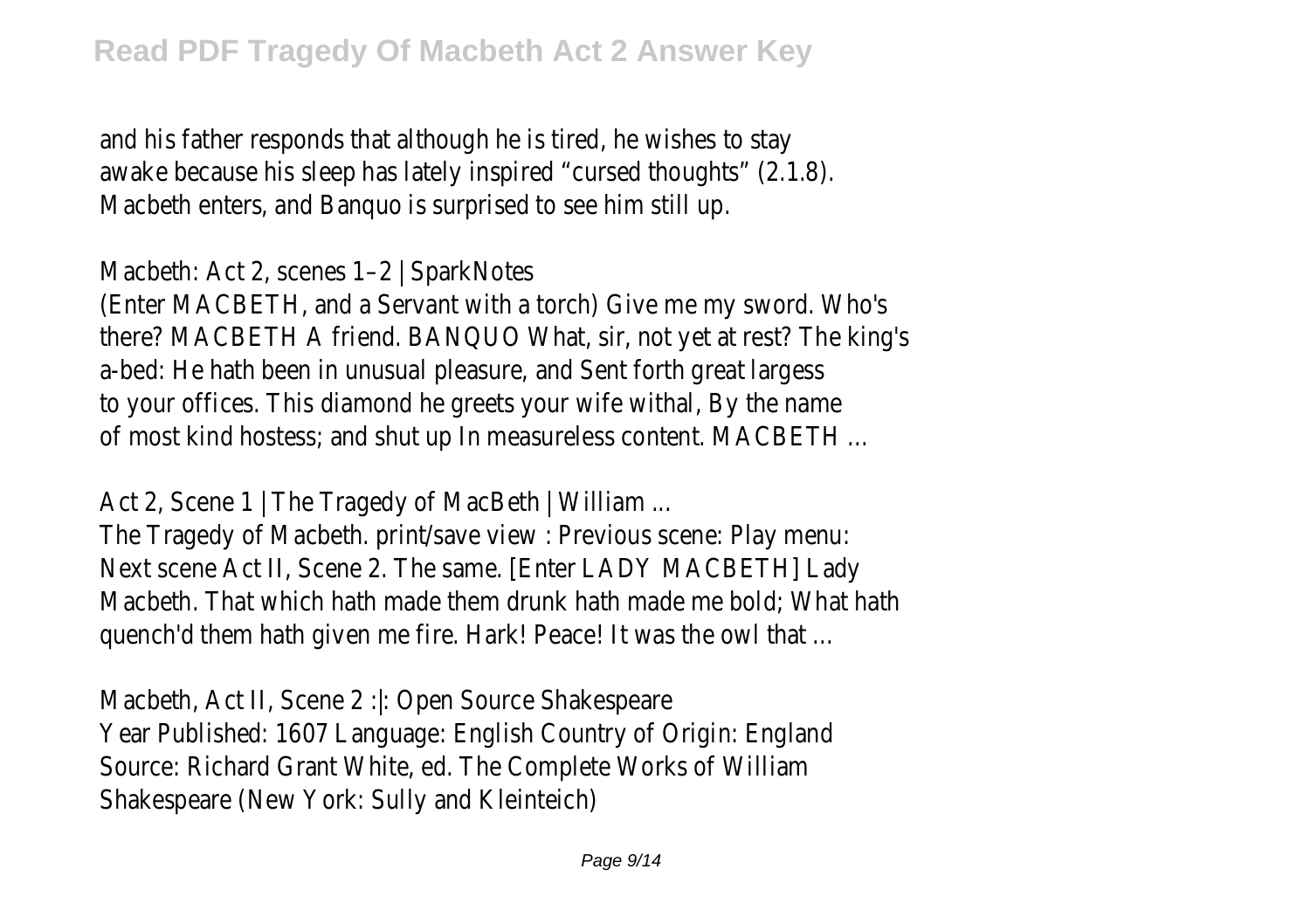and his father responds that although he is tired, he wishes to stay awake because his sleep has lately inspired "cursed thoughts" (2.1.8). Macbeth enters, and Banquo is surprised to see him still up.

Macbeth: Act 2, scenes 1–2 | SparkNotes

(Enter MACBETH, and a Servant with a torch) Give me my sword. Who's there? MACBETH A friend. BANQUO What, sir, not yet at rest? The king's a-bed: He hath been in unusual pleasure, and Sent forth great largess to your offices. This diamond he greets your wife withal, By the name of most kind hostess; and shut up In measureless content. MACBETH ...

Act 2, Scene 1 | The Tragedy of MacBeth | William ...

The Tragedy of Macbeth. print/save view : Previous scene: Play menu: Next scene Act II, Scene 2. The same. [Enter LADY MACBETH] Lady Macbeth. That which hath made them drunk hath made me bold; What hath quench'd them hath given me fire. Hark! Peace! It was the owl that ...

Macbeth, Act II, Scene 2 :|: Open Source Shakespeare

Year Published: 1607 Language: English Country of Origin: England Source: Richard Grant White, ed. The Complete Works of William Shakespeare (New York: Sully and Kleinteich)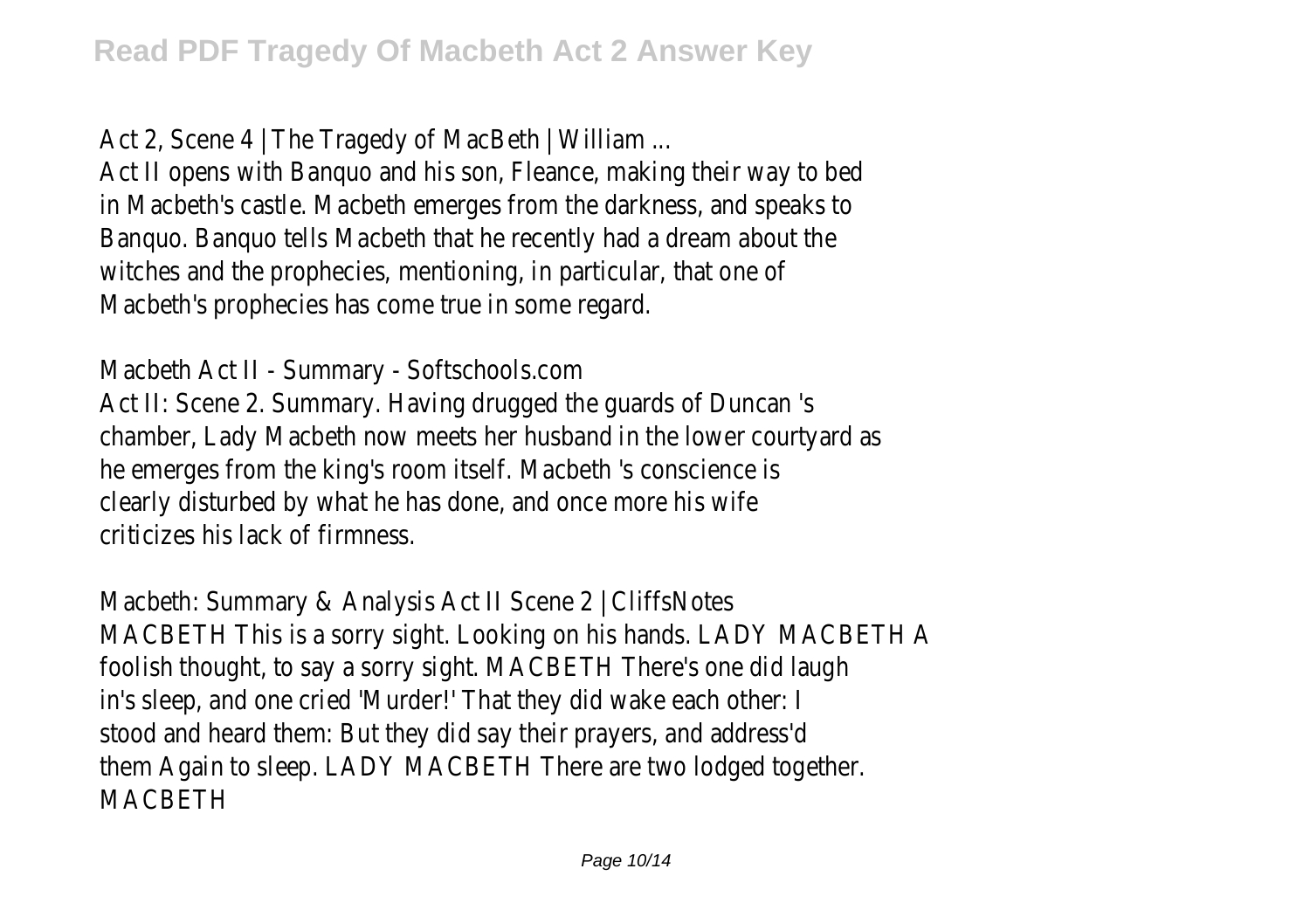Act 2, Scene 4 | The Tragedy of MacBeth | William ...

Act II opens with Banquo and his son, Fleance, making their way to bed in Macbeth's castle. Macbeth emerges from the darkness, and speaks to Banquo. Banquo tells Macbeth that he recently had a dream about the witches and the prophecies, mentioning, in particular, that one of Macbeth's prophecies has come true in some regard.

Macbeth Act II - Summary - Softschools.com

Act II: Scene 2. Summary. Having drugged the guards of Duncan 's chamber, Lady Macbeth now meets her husband in the lower courtyard as he emerges from the king's room itself. Macbeth 's conscience is clearly disturbed by what he has done, and once more his wife criticizes his lack of firmness.

Macbeth: Summary & Analysis Act II Scene 2 | CliffsNotes

MACBETH This is a sorry sight. Looking on his hands. LADY MACBETH A foolish thought, to say a sorry sight. MACBETH There's one did laugh in's sleep, and one cried 'Murder!' That they did wake each other: I stood and heard them: But they did say their prayers, and address'd them Again to sleep. LADY MACBETH There are two lodged together. MACBETH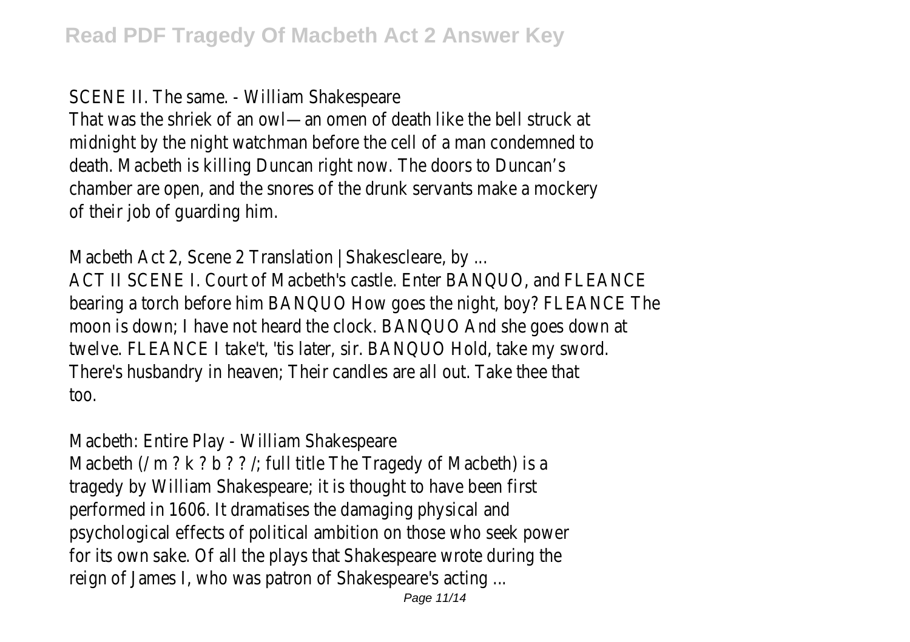SCENE II. The same. - William Shakespeare

That was the shriek of an owl—an omen of death like the bell struck at midnight by the night watchman before the cell of a man condemned to death. Macbeth is killing Duncan right now. The doors to Duncan's chamber are open, and the snores of the drunk servants make a mockery of their job of guarding him.

Macbeth Act 2, Scene 2 Translation | Shakescleare, by ...

ACT II SCENE I. Court of Macbeth's castle. Enter BANQUO, and FLEANCE bearing a torch before him BANQUO How goes the night, boy? FLEANCE The moon is down; I have not heard the clock. BANQUO And she goes down at twelve. FLEANCE I take't, 'tis later, sir. BANQUO Hold, take my sword. There's husbandry in heaven; Their candles are all out. Take thee that too.

Macbeth: Entire Play - William Shakespeare

Macbeth (/ m ? k ? b ? ? /; full title The Tragedy of Macbeth) is a tragedy by William Shakespeare; it is thought to have been first performed in 1606. It dramatises the damaging physical and psychological effects of political ambition on those who seek power for its own sake. Of all the plays that Shakespeare wrote during the reign of James I, who was patron of Shakespeare's acting ...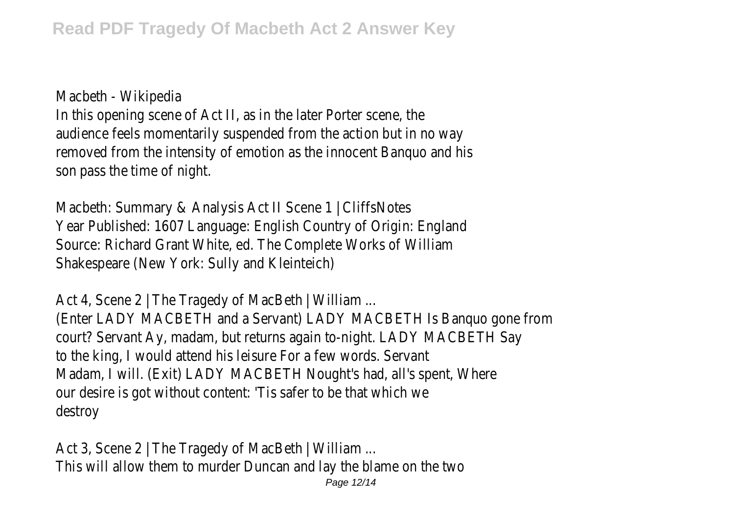Macbeth - Wikipedia
In this opening scene of Act II, as in the later Porter scene, the audience feels momentarily suspended from the action but in no way removed from the intensity of emotion as the innocent Banquo and his son pass the time of night.

Macbeth: Summary & Analysis Act II Scene 1 | CliffsNotes
Year Published: 1607 Language: English Country of Origin: England Source: Richard Grant White, ed. The Complete Works of William Shakespeare (New York: Sully and Kleinteich)

Act 4, Scene 2 | The Tragedy of MacBeth | William ...
(Enter LADY MACBETH and a Servant) LADY MACBETH Is Banquo gone from court? Servant Ay, madam, but returns again to-night. LADY MACBETH Say to the king, I would attend his leisure For a few words. Servant Madam, I will. (Exit) LADY MACBETH Nought's had, all's spent, Where our desire is got without content: 'Tis safer to be that which we destroy

Act 3, Scene 2 | The Tragedy of MacBeth | William ...
This will allow them to murder Duncan and lay the blame on the two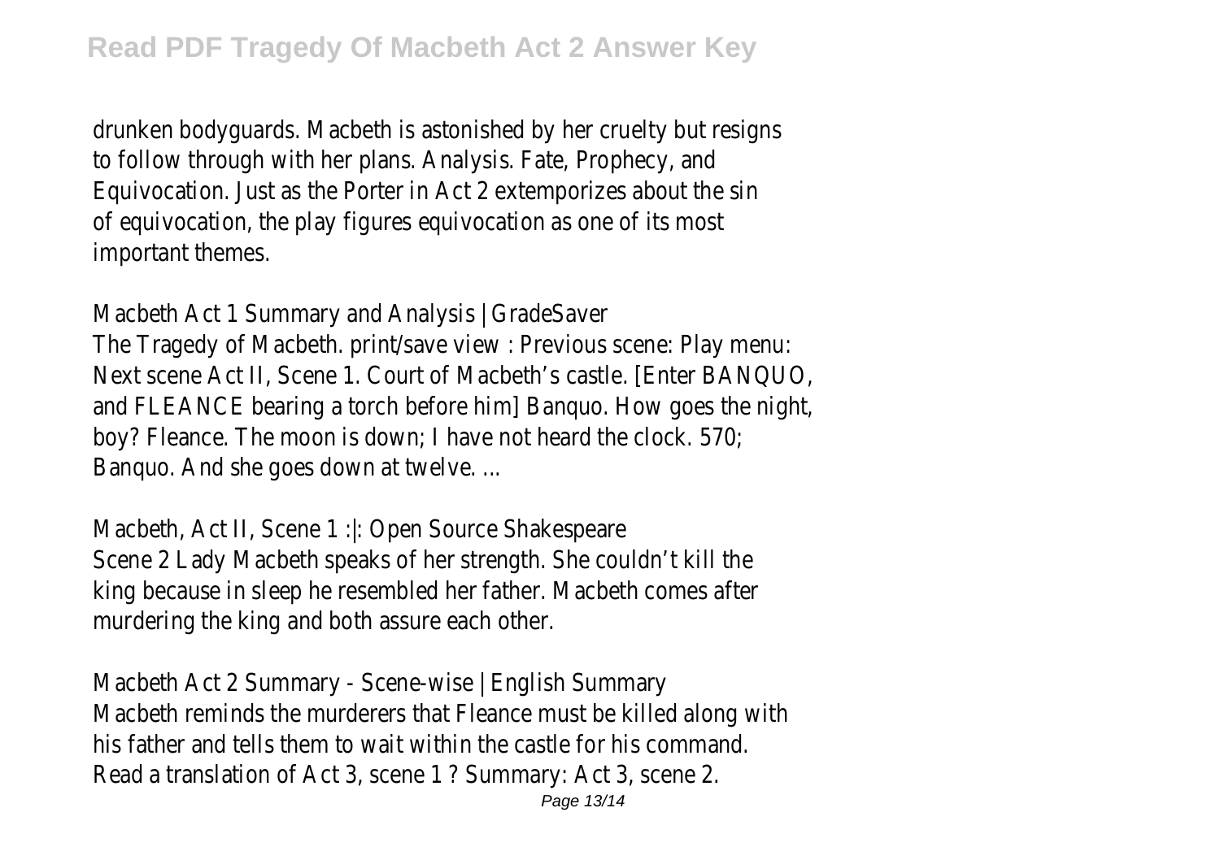drunken bodyguards. Macbeth is astonished by her cruelty but resigns to follow through with her plans. Analysis. Fate, Prophecy, and Equivocation. Just as the Porter in Act 2 extemporizes about the sin of equivocation, the play figures equivocation as one of its most important themes.

Macbeth Act 1 Summary and Analysis | GradeSaver

The Tragedy of Macbeth. print/save view : Previous scene: Play menu: Next scene Act II, Scene 1. Court of Macbeth's castle. [Enter BANQUO, and FLEANCE bearing a torch before him] Banquo. How goes the night, boy? Fleance. The moon is down; I have not heard the clock. 570; Banquo. And she goes down at twelve. ...

Macbeth, Act II, Scene 1 :|: Open Source Shakespeare

Scene 2 Lady Macbeth speaks of her strength. She couldn't kill the king because in sleep he resembled her father. Macbeth comes after murdering the king and both assure each other.

Macbeth Act 2 Summary - Scene-wise | English Summary

Macbeth reminds the murderers that Fleance must be killed along with his father and tells them to wait within the castle for his command. Read a translation of Act 3, scene 1 ? Summary: Act 3, scene 2.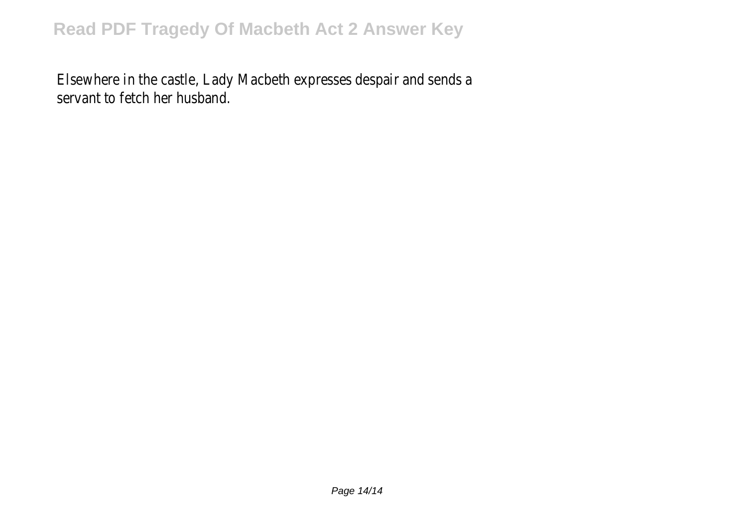Elsewhere in the castle, Lady Macbeth expresses despair and sends a servant to fetch her husband.